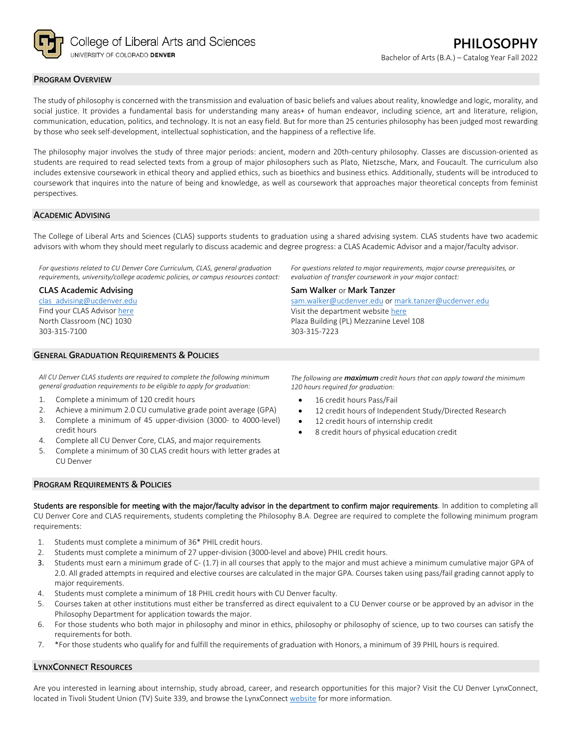College of Liberal Arts and Sciences
UNIVERSITY OF COLORADO **DENVER**

# PHILOSOPHY

Bachelor of Arts (B.A.) – Catalog Year Fall 2022

## PROGRAM OVERVIEW

The study of philosophy is concerned with the transmission and evaluation of basic beliefs and values about reality, knowledge and logic, morality, and social justice. It provides a fundamental basis for understanding many areas+ of human endeavor, including science, art and literature, religion, communication, education, politics, and technology. It is not an easy field. But for more than 25 centuries philosophy has been judged most rewarding by those who seek self-development, intellectual sophistication, and the happiness of a reflective life.

The philosophy major involves the study of three major periods: ancient, modern and 20th-century philosophy. Classes are discussion-oriented as students are required to read selected texts from a group of major philosophers such as Plato, Nietzsche, Marx, and Foucault. The curriculum also includes extensive coursework in ethical theory and applied ethics, such as bioethics and business ethics. Additionally, students will be introduced to coursework that inquires into the nature of being and knowledge, as well as coursework that approaches major theoretical concepts from feminist perspectives.

## ACADEMIC ADVISING

The College of Liberal Arts and Sciences (CLAS) supports students to graduation using a shared advising system. CLAS students have two academic advisors with whom they should meet regularly to discuss academic and degree progress: a CLAS Academic Advisor and a major/faculty advisor.

*For questions related to CU Denver Core Curriculum, CLAS, general graduation requirements, university/college academic policies, or campus resources contact:*

**CLAS Academic Advising**
clas_advising@ucdenver.edu
Find your CLAS Advisor here
North Classroom (NC) 1030
303-315-7100

*For questions related to major requirements, major course prerequisites, or evaluation of transfer coursework in your major contact:*

**Sam Walker** or **Mark Tanzer**
sam.walker@ucdenver.edu or mark.tanzer@ucdenver.edu
Visit the department website here
Plaza Building (PL) Mezzanine Level 108
303-315-7223

## GENERAL GRADUATION REQUIREMENTS & POLICIES

*All CU Denver CLAS students are required to complete the following minimum general graduation requirements to be eligible to apply for graduation:*

1. Complete a minimum of 120 credit hours
2. Achieve a minimum 2.0 CU cumulative grade point average (GPA)
3. Complete a minimum of 45 upper-division (3000- to 4000-level) credit hours
4. Complete all CU Denver Core, CLAS, and major requirements
5. Complete a minimum of 30 CLAS credit hours with letter grades at CU Denver

*The following are **maximum** credit hours that can apply toward the minimum 120 hours required for graduation:*

- 16 credit hours Pass/Fail
- 12 credit hours of Independent Study/Directed Research
- 12 credit hours of internship credit
- 8 credit hours of physical education credit

## PROGRAM REQUIREMENTS & POLICIES

Students are responsible for meeting with the major/faculty advisor in the department to confirm major requirements. In addition to completing all CU Denver Core and CLAS requirements, students completing the Philosophy B.A. Degree are required to complete the following minimum program requirements:

1. Students must complete a minimum of 36* PHIL credit hours.
2. Students must complete a minimum of 27 upper-division (3000-level and above) PHIL credit hours.
3. Students must earn a minimum grade of C- (1.7) in all courses that apply to the major and must achieve a minimum cumulative major GPA of 2.0. All graded attempts in required and elective courses are calculated in the major GPA. Courses taken using pass/fail grading cannot apply to major requirements.
4. Students must complete a minimum of 18 PHIL credit hours with CU Denver faculty.
5. Courses taken at other institutions must either be transferred as direct equivalent to a CU Denver course or be approved by an advisor in the Philosophy Department for application towards the major.
6. For those students who both major in philosophy and minor in ethics, philosophy or philosophy of science, up to two courses can satisfy the requirements for both.
7. *For those students who qualify for and fulfill the requirements of graduation with Honors, a minimum of 39 PHIL hours is required.

## LYNXCONNECT RESOURCES

Are you interested in learning about internship, study abroad, career, and research opportunities for this major? Visit the CU Denver LynxConnect, located in Tivoli Student Union (TV) Suite 339, and browse the LynxConnect website for more information.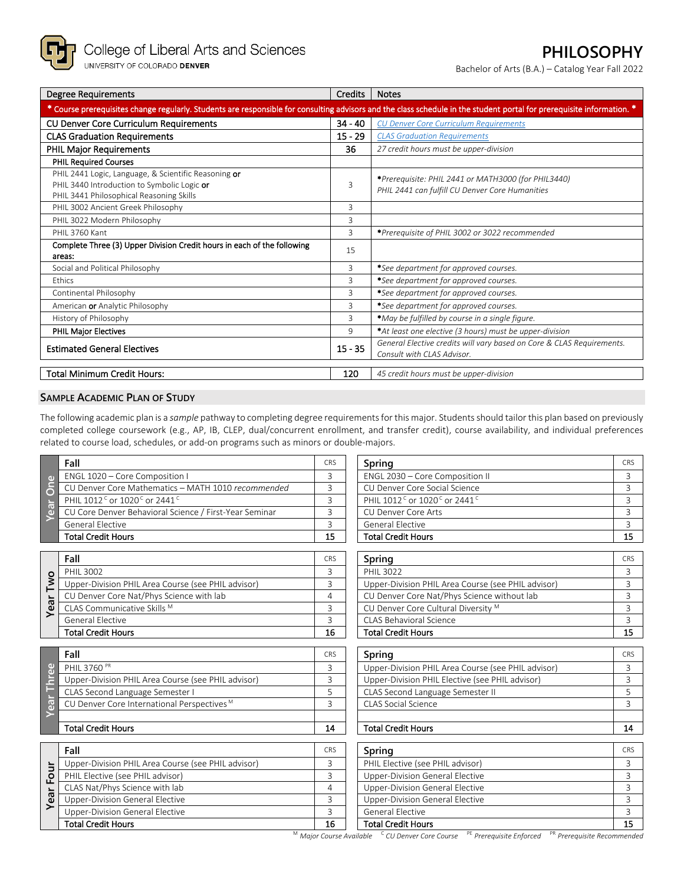College of Liberal Arts and Sciences
UNIVERSITY OF COLORADO DENVER

# PHILOSOPHY

Bachelor of Arts (B.A.) – Catalog Year Fall 2022

| Degree Requirements | Credits | Notes |
|---|---|---|
| * Course prerequisites change regularly. Students are responsible for consulting advisors and the class schedule in the student portal for prerequisite information. * | | |
| CU Denver Core Curriculum Requirements | 34 - 40 | *CU Denver Core Curriculum Requirements* |
| CLAS Graduation Requirements | 15 - 29 | *CLAS Graduation Requirements* |
| PHIL Major Requirements | 36 | *27 credit hours must be upper-division* |
| PHIL Required Courses | | |
| PHIL 2441 Logic, Language, & Scientific Reasoning **or** PHIL 3440 Introduction to Symbolic Logic **or** PHIL 3441 Philosophical Reasoning Skills | 3 | ***Prerequisite: PHIL 2441 or MATH3000 (for PHIL3440)** *PHIL 2441 can fulfill CU Denver Core Humanities* |
| PHIL 3002 Ancient Greek Philosophy | 3 | |
| PHIL 3022 Modern Philosophy | 3 | |
| PHIL 3760 Kant | 3 | **Prerequisite of PHIL 3002 or 3022 recommended* |
| Complete Three (3) Upper Division Credit hours in each of the following areas: | 15 | |
| Social and Political Philosophy | 3 | **See department for approved courses.* |
| Ethics | 3 | **See department for approved courses.* |
| Continental Philosophy | 3 | **See department for approved courses.* |
| American **or** Analytic Philosophy | 3 | **See department for approved courses.* |
| History of Philosophy | 3 | **May be fulfilled by course in a single figure.* |
| PHIL Major Electives | 9 | **At least one elective (3 hours) must be upper-division* |
| Estimated General Electives | 15 - 35 | *General Elective credits will vary based on Core & CLAS Requirements. Consult with CLAS Advisor.* |
| Total Minimum Credit Hours: | 120 | *45 credit hours must be upper-division* |

## Sample Academic Plan of Study

The following academic plan is a *sample* pathway to completing degree requirements for this major. Students should tailor this plan based on previously completed college coursework (e.g., AP, IB, CLEP, dual/concurrent enrollment, and transfer credit), course availability, and individual preferences related to course load, schedules, or add-on programs such as minors or double-majors.

### Year One

| Fall | CRS | Spring | CRS |
|---|---|---|---|
| ENGL 1020 – Core Composition I | 3 | ENGL 2030 – Core Composition II | 3 |
| CU Denver Core Mathematics – MATH 1010 *recommended* | 3 | CU Denver Core Social Science | 3 |
| PHIL 1012 [C] or 1020 [C] or 2441 [C] | 3 | PHIL 1012 [C] or 1020 [C] or 2441 [C] | 3 |
| CU Core Denver Behavioral Science / First-Year Seminar | 3 | CU Denver Core Arts | 3 |
| General Elective | 3 | General Elective | 3 |
| **Total Credit Hours** | **15** | **Total Credit Hours** | **15** |

### Year Two

| Fall | CRS | Spring | CRS |
|---|---|---|---|
| PHIL 3002 | 3 | PHIL 3022 | 3 |
| Upper-Division PHIL Area Course (see PHIL advisor) | 3 | Upper-Division PHIL Area Course (see PHIL advisor) | 3 |
| CU Denver Core Nat/Phys Science with lab | 4 | CU Denver Core Nat/Phys Science without lab | 3 |
| CLAS Communicative Skills [M] | 3 | CU Denver Core Cultural Diversity [M] | 3 |
| General Elective | 3 | CLAS Behavioral Science | 3 |
| **Total Credit Hours** | **16** | **Total Credit Hours** | **15** |

### Year Three

| Fall | CRS | Spring | CRS |
|---|---|---|---|
| PHIL 3760 [PR] | 3 | Upper-Division PHIL Area Course (see PHIL advisor) | 3 |
| Upper-Division PHIL Area Course (see PHIL advisor) | 3 | Upper-Division PHIL Elective (see PHIL advisor) | 3 |
| CLAS Second Language Semester I | 5 | CLAS Second Language Semester II | 5 |
| CU Denver Core International Perspectives [M] | 3 | CLAS Social Science | 3 |
| **Total Credit Hours** | **14** | **Total Credit Hours** | **14** |

### Year Four

| Fall | CRS | Spring | CRS |
|---|---|---|---|
| Upper-Division PHIL Area Course (see PHIL advisor) | 3 | PHIL Elective (see PHIL advisor) | 3 |
| PHIL Elective (see PHIL advisor) | 3 | Upper-Division General Elective | 3 |
| CLAS Nat/Phys Science with lab | 4 | Upper-Division General Elective | 3 |
| Upper-Division General Elective | 3 | Upper-Division General Elective | 3 |
| Upper-Division General Elective | 3 | General Elective | 3 |
| **Total Credit Hours** | **16** | **Total Credit Hours** | **15** |

[M] *Major Course Available* [C] *CU Denver Core Course* [PE] *Prerequisite Enforced* [PR] *Prerequisite Recommended*